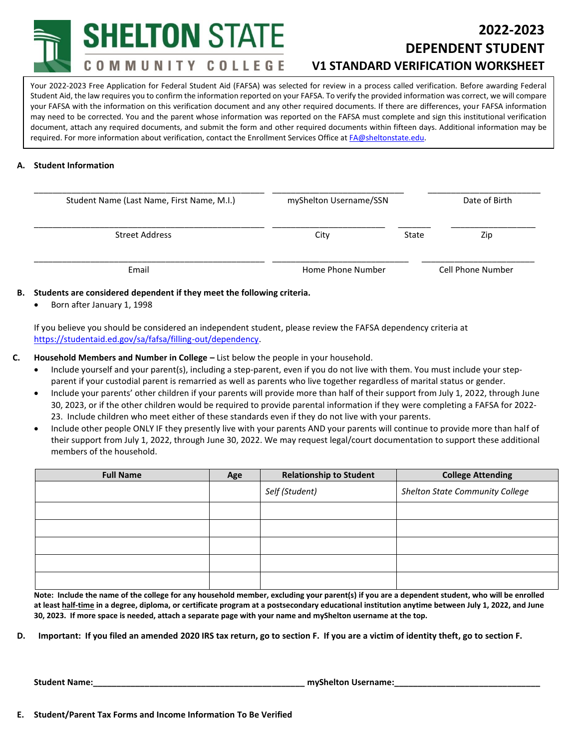# SHELTON STATE COMMUNITY COLLEGE

## 2022-2023 DEPENDENT STUDENT V1 STANDARD VERIFICATION WORKSHEET

Your 2022-2023 Free Application for Federal Student Aid (FAFSA) was selected for review in a process called verification. Before awarding Federal Student Aid, the law requires you to confirm the information reported on your FAFSA. To verify the provided information was correct, we will compare your FAFSA with the information on this verification document and any other required documents. If there are differences, your FAFSA information may need to be corrected. You and the parent whose information was reported on the FAFSA must complete and sign this institutional verification document, attach any required documents, and submit the form and other required documents within fifteen days. Additional information may be required. For more information about verification, contact the Enrollment Services Office at FA@sheltonstate.edu.

**A. Student Information**

| ______________________________ | ______________________________ | ______________________________ |
|---|---|---|
| Student Name (Last Name, First Name, M.I.) | myShelton Username/SSN | Date of Birth |

| ______________________________ | ______________ | ______ | ______________ |
|---|---|---|---|
| Street Address | City | State | Zip |

| ______________________________ | ______________________________ | ______________________________ |
|---|---|---|
| Email | Home Phone Number | Cell Phone Number |

**B. Students are considered dependent if they meet the following criteria.**

- Born after January 1, 1998

If you believe you should be considered an independent student, please review the FAFSA dependency criteria at https://studentaid.ed.gov/sa/fafsa/filling-out/dependency.

**C. Household Members and Number in College –** List below the people in your household.

- Include yourself and your parent(s), including a step-parent, even if you do not live with them. You must include your step-parent if your custodial parent is remarried as well as parents who live together regardless of marital status or gender.
- Include your parents' other children if your parents will provide more than half of their support from July 1, 2022, through June 30, 2023, or if the other children would be required to provide parental information if they were completing a FAFSA for 2022-23. Include children who meet either of these standards even if they do not live with your parents.
- Include other people ONLY IF they presently live with your parents AND your parents will continue to provide more than half of their support from July 1, 2022, through June 30, 2022. We may request legal/court documentation to support these additional members of the household.

| Full Name | Age | Relationship to Student | College Attending |
|---|---|---|---|
| | | *Self (Student)* | *Shelton State Community College* |
| | | | |
| | | | |
| | | | |
| | | | |
| | | | |

**Note: Include the name of the college for any household member, excluding your parent(s) if you are a dependent student, who will be enrolled at least half-time in a degree, diploma, or certificate program at a postsecondary educational institution anytime between July 1, 2022, and June 30, 2023. If more space is needed, attach a separate page with your name and myShelton username at the top.**

**D. Important: If you filed an amended 2020 IRS tax return, go to section F. If you are a victim of identity theft, go to section F.**

**Student Name:**______________________________ **myShelton Username:**______________________________

**E. Student/Parent Tax Forms and Income Information To Be Verified**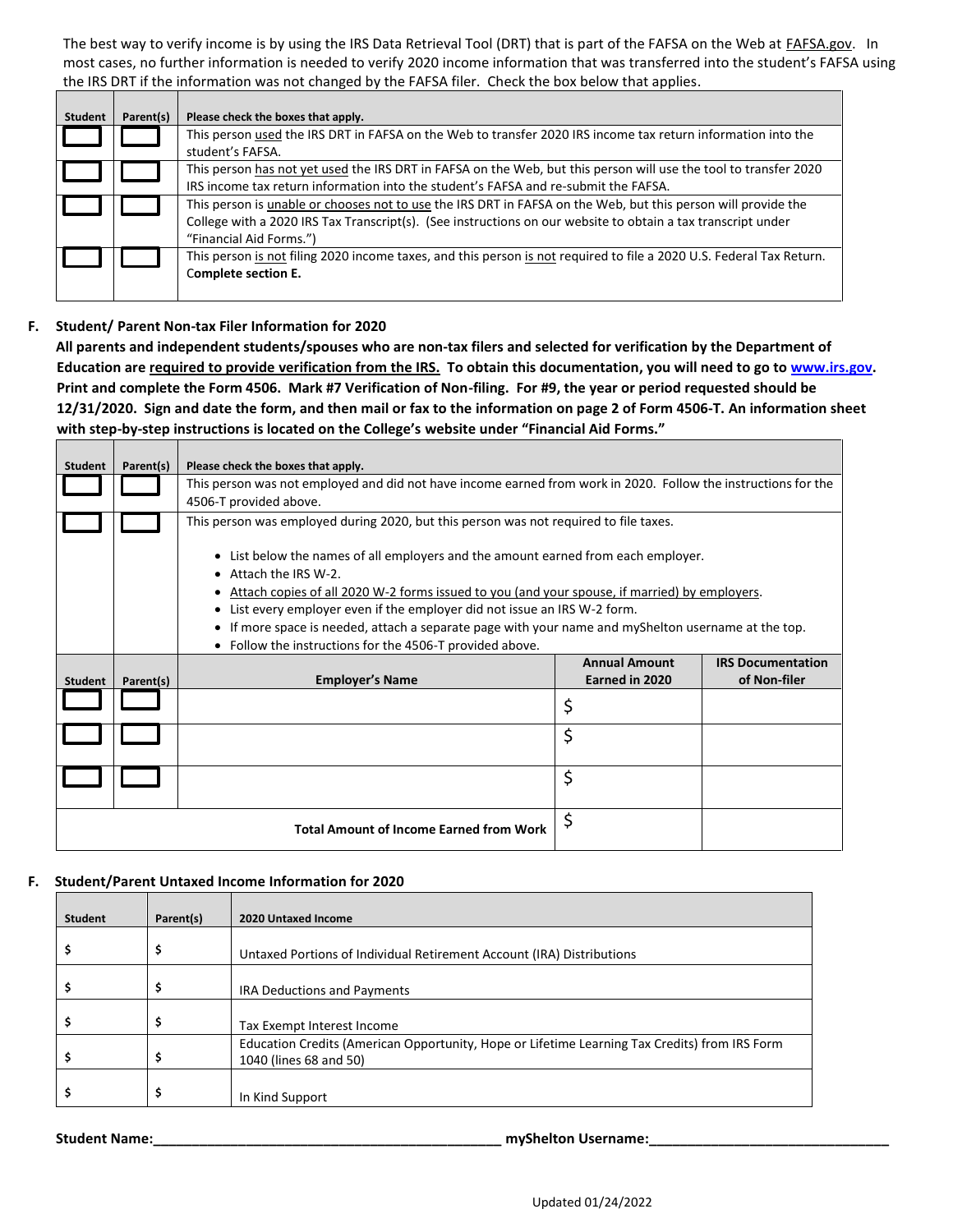The best way to verify income is by using the IRS Data Retrieval Tool (DRT) that is part of the FAFSA on the Web at FAFSA.gov. In most cases, no further information is needed to verify 2020 income information that was transferred into the student's FAFSA using the IRS DRT if the information was not changed by the FAFSA filer. Check the box below that applies.

| Student | Parent(s) | Please check the boxes that apply. |
|---|---|---|
| ☐ | ☐ | This person used the IRS DRT in FAFSA on the Web to transfer 2020 IRS income tax return information into the student's FAFSA. |
| ☐ | ☐ | This person has not yet used the IRS DRT in FAFSA on the Web, but this person will use the tool to transfer 2020 IRS income tax return information into the student's FAFSA and re-submit the FAFSA. |
| ☐ | ☐ | This person is unable or chooses not to use the IRS DRT in FAFSA on the Web, but this person will provide the College with a 2020 IRS Tax Transcript(s). (See instructions on our website to obtain a tax transcript under "Financial Aid Forms.") |
| ☐ | ☐ | This person is not filing 2020 income taxes, and this person is not required to file a 2020 U.S. Federal Tax Return. **Complete section E.** |

**F. Student/ Parent Non-tax Filer Information for 2020**

**All parents and independent students/spouses who are non-tax filers and selected for verification by the Department of Education are required to provide verification from the IRS. To obtain this documentation, you will need to go to www.irs.gov. Print and complete the Form 4506. Mark #7 Verification of Non-filing. For #9, the year or period requested should be 12/31/2020. Sign and date the form, and then mail or fax to the information on page 2 of Form 4506-T. An information sheet with step-by-step instructions is located on the College's website under "Financial Aid Forms."**

| Student | Parent(s) | Please check the boxes that apply. | |
|---|---|---|---|
| ☐ | ☐ | This person was not employed and did not have income earned from work in 2020. Follow the instructions for the 4506-T provided above. | |
| ☐ | ☐ | This person was employed during 2020, but this person was not required to file taxes.<br><br>• List below the names of all employers and the amount earned from each employer.<br>• Attach the IRS W-2.<br>• Attach copies of all 2020 W-2 forms issued to you (and your spouse, if married) by employers.<br>• List every employer even if the employer did not issue an IRS W-2 form.<br>• If more space is needed, attach a separate page with your name and myShelton username at the top.<br>• Follow the instructions for the 4506-T provided above. | |

| Student | Parent(s) | Employer's Name | Annual Amount Earned in 2020 | IRS Documentation of Non-filer |
|---|---|---|---|---|
| ☐ | ☐ | | $ | |
| ☐ | ☐ | | $ | |
| ☐ | ☐ | | $ | |
| | | **Total Amount of Income Earned from Work** | $ | |

**F. Student/Parent Untaxed Income Information for 2020**

| Student | Parent(s) | 2020 Untaxed Income |
|---|---|---|
| $ | $ | Untaxed Portions of Individual Retirement Account (IRA) Distributions |
| $ | $ | IRA Deductions and Payments |
| $ | $ | Tax Exempt Interest Income |
| $ | $ | Education Credits (American Opportunity, Hope or Lifetime Learning Tax Credits) from IRS Form 1040 (lines 68 and 50) |
| $ | $ | In Kind Support |

**Student Name:**\_\_\_\_\_\_\_\_\_\_\_\_\_\_\_\_\_\_\_\_\_\_\_\_\_\_\_\_\_\_\_\_\_\_\_\_\_\_\_\_ **myShelton Username:**\_\_\_\_\_\_\_\_\_\_\_\_\_\_\_\_\_\_\_\_\_\_\_\_\_\_\_\_

Updated 01/24/2022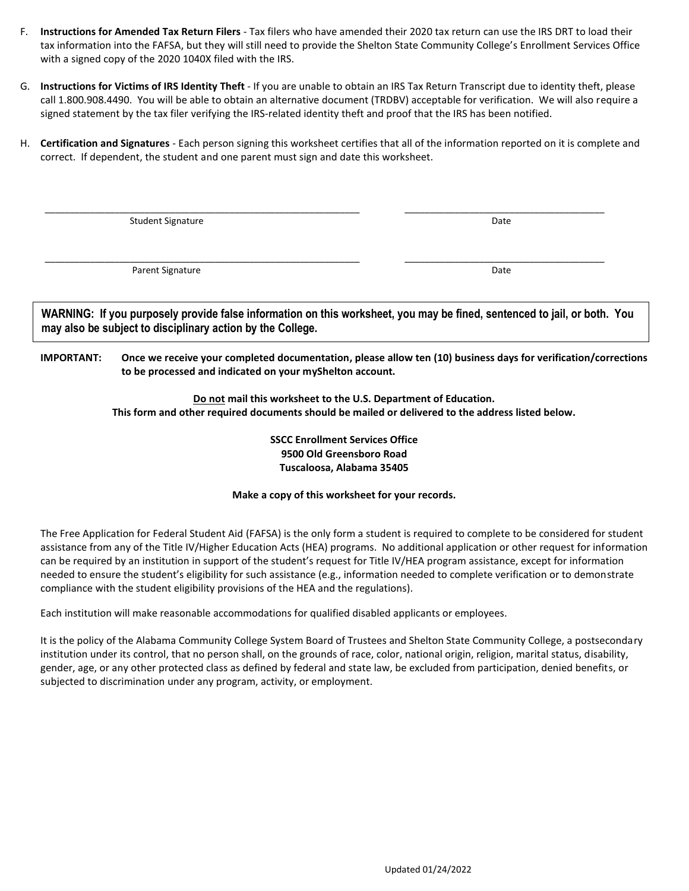F. **Instructions for Amended Tax Return Filers** - Tax filers who have amended their 2020 tax return can use the IRS DRT to load their tax information into the FAFSA, but they will still need to provide the Shelton State Community College's Enrollment Services Office with a signed copy of the 2020 1040X filed with the IRS.

G. **Instructions for Victims of IRS Identity Theft** - If you are unable to obtain an IRS Tax Return Transcript due to identity theft, please call 1.800.908.4490. You will be able to obtain an alternative document (TRDBV) acceptable for verification. We will also require a signed statement by the tax filer verifying the IRS-related identity theft and proof that the IRS has been notified.

H. **Certification and Signatures** - Each person signing this worksheet certifies that all of the information reported on it is complete and correct. If dependent, the student and one parent must sign and date this worksheet.

\_\_\_\_\_\_\_\_\_\_\_\_\_\_\_\_\_\_\_\_\_\_\_\_\_\_\_\_\_\_\_\_\_\_\_\_\_\_ \_\_\_\_\_\_\_\_\_\_\_\_\_\_\_\_\_\_\_\_\_\_\_\_\_\_\_\_

Student Signature Date

\_\_\_\_\_\_\_\_\_\_\_\_\_\_\_\_\_\_\_\_\_\_\_\_\_\_\_\_\_\_\_\_\_\_\_\_\_\_ \_\_\_\_\_\_\_\_\_\_\_\_\_\_\_\_\_\_\_\_\_\_\_\_\_\_\_\_

Parent Signature Date

**WARNING: If you purposely provide false information on this worksheet, you may be fined, sentenced to jail, or both. You may also be subject to disciplinary action by the College.**

**IMPORTANT: Once we receive your completed documentation, please allow ten (10) business days for verification/corrections to be processed and indicated on your myShelton account.**

**Do not mail this worksheet to the U.S. Department of Education.**
**This form and other required documents should be mailed or delivered to the address listed below.**

**SSCC Enrollment Services Office**
**9500 Old Greensboro Road**
**Tuscaloosa, Alabama 35405**

**Make a copy of this worksheet for your records.**

The Free Application for Federal Student Aid (FAFSA) is the only form a student is required to complete to be considered for student assistance from any of the Title IV/Higher Education Acts (HEA) programs. No additional application or other request for information can be required by an institution in support of the student's request for Title IV/HEA program assistance, except for information needed to ensure the student's eligibility for such assistance (e.g., information needed to complete verification or to demonstrate compliance with the student eligibility provisions of the HEA and the regulations).

Each institution will make reasonable accommodations for qualified disabled applicants or employees.

It is the policy of the Alabama Community College System Board of Trustees and Shelton State Community College, a postsecondary institution under its control, that no person shall, on the grounds of race, color, national origin, religion, marital status, disability, gender, age, or any other protected class as defined by federal and state law, be excluded from participation, denied benefits, or subjected to discrimination under any program, activity, or employment.

Updated 01/24/2022